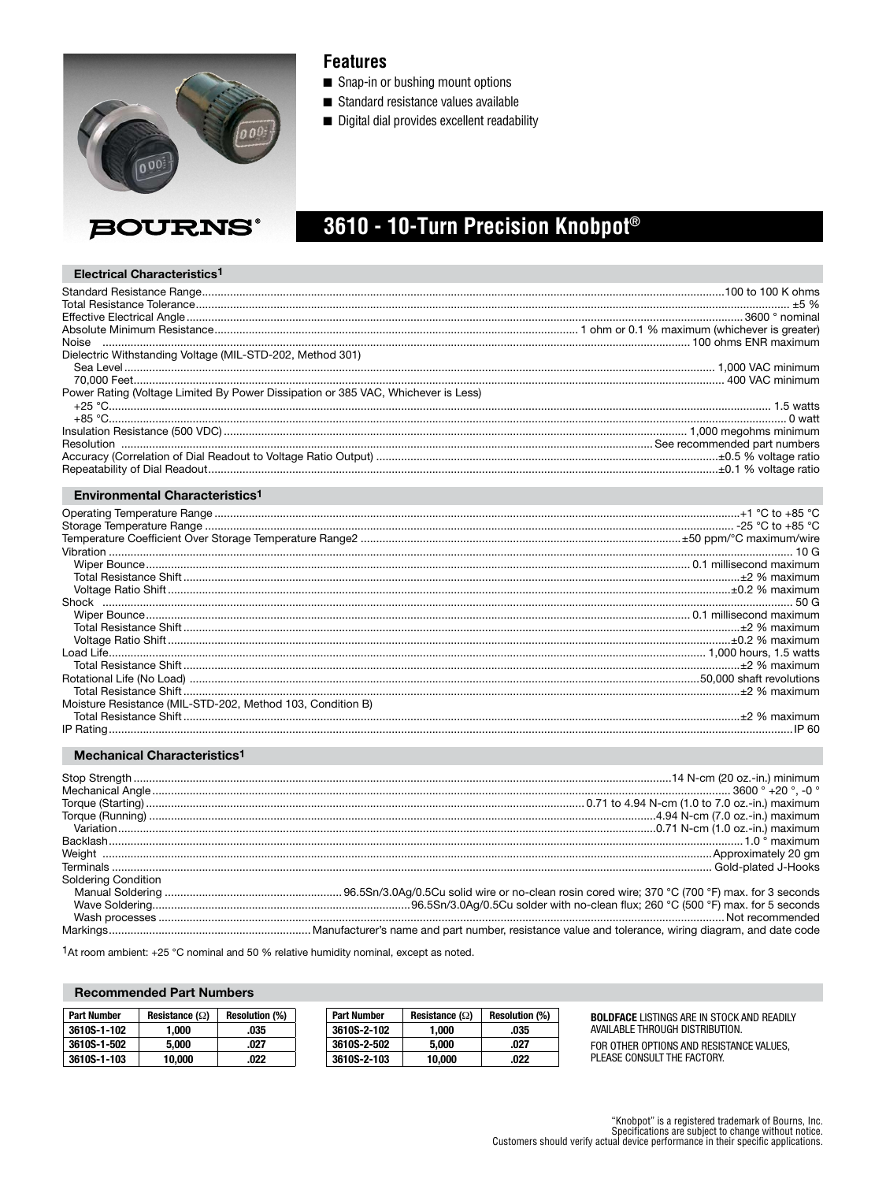## Features

- Snap-in or bushing mount options
- Standard resistance values available
- Digital dial provides excellent readability

**BOURNS®**

# 3610 - 10-Turn Precision Knobpot®

### Electrical Characteristics[1]

Standard Resistance Range .......... 100 to 100 K ohms
Total Resistance Tolerance .......... ±5 %
Effective Electrical Angle .......... 3600 ° nominal
Absolute Minimum Resistance .......... 1 ohm or 0.1 % maximum (whichever is greater)
Noise .......... 100 ohms ENR maximum
Dielectric Withstanding Voltage (MIL-STD-202, Method 301)
 Sea Level .......... 1,000 VAC minimum
 70,000 Feet .......... 400 VAC minimum
Power Rating (Voltage Limited By Power Dissipation or 385 VAC, Whichever is Less)
 +25 °C .......... 1.5 watts
 +85 °C .......... 0 watt
Insulation Resistance (500 VDC) .......... 1,000 megohms minimum
Resolution .......... See recommended part numbers
Accuracy (Correlation of Dial Readout to Voltage Ratio Output) .......... ±0.5 % voltage ratio
Repeatability of Dial Readout .......... ±0.1 % voltage ratio

### Environmental Characteristics[1]

Operating Temperature Range .......... +1 °C to +85 °C
Storage Temperature Range .......... -25 °C to +85 °C
Temperature Coefficient Over Storage Temperature Range2 .......... ±50 ppm/°C maximum/wire
Vibration .......... 10 G
 Wiper Bounce .......... 0.1 millisecond maximum
 Total Resistance Shift .......... ±2 % maximum
 Voltage Ratio Shift .......... ±0.2 % maximum
Shock .......... 50 G
 Wiper Bounce .......... 0.1 millisecond maximum
 Total Resistance Shift .......... ±2 % maximum
 Voltage Ratio Shift .......... ±0.2 % maximum
Load Life .......... 1,000 hours, 1.5 watts
 Total Resistance Shift .......... ±2 % maximum
Rotational Life (No Load) .......... 50,000 shaft revolutions
 Total Resistance Shift .......... ±2 % maximum
Moisture Resistance (MIL-STD-202, Method 103, Condition B)
 Total Resistance Shift .......... ±2 % maximum
IP Rating .......... IP 60

### Mechanical Characteristics[1]

Stop Strength .......... 14 N-cm (20 oz.-in.) minimum
Mechanical Angle .......... 3600 ° +20 °, -0 °
Torque (Starting) .......... 0.71 to 4.94 N-cm (1.0 to 7.0 oz.-in.) maximum
Torque (Running) .......... 4.94 N-cm (7.0 oz.-in.) maximum
 Variation .......... 0.71 N-cm (1.0 oz.-in.) maximum
Backlash .......... 1.0 ° maximum
Weight .......... Approximately 20 gm
Terminals .......... Gold-plated J-Hooks
Soldering Condition
 Manual Soldering .......... 96.5Sn/3.0Ag/0.5Cu solid wire or no-clean rosin cored wire; 370 °C (700 °F) max. for 3 seconds
 Wave Soldering .......... 96.5Sn/3.0Ag/0.5Cu solder with no-clean flux; 260 °C (500 °F) max. for 5 seconds
 Wash processes .......... Not recommended
Markings .......... Manufacturer's name and part number, resistance value and tolerance, wiring diagram, and date code

[1]At room ambient: +25 °C nominal and 50 % relative humidity nominal, except as noted.

### Recommended Part Numbers

| Part Number | Resistance (Ω) | Resolution (%) |
|---|---|---|
| **3610S-1-102** | **1,000** | **.035** |
| **3610S-1-502** | **5,000** | **.027** |
| **3610S-1-103** | **10,000** | **.022** |

| Part Number | Resistance (Ω) | Resolution (%) |
|---|---|---|
| **3610S-2-102** | **1,000** | **.035** |
| **3610S-2-502** | **5,000** | **.027** |
| **3610S-2-103** | **10,000** | **.022** |

**BOLDFACE** LISTINGS ARE IN STOCK AND READILY AVAILABLE THROUGH DISTRIBUTION.

FOR OTHER OPTIONS AND RESISTANCE VALUES, PLEASE CONSULT THE FACTORY.

"Knobpot" is a registered trademark of Bourns, Inc.
Specifications are subject to change without notice.
Customers should verify actual device performance in their specific applications.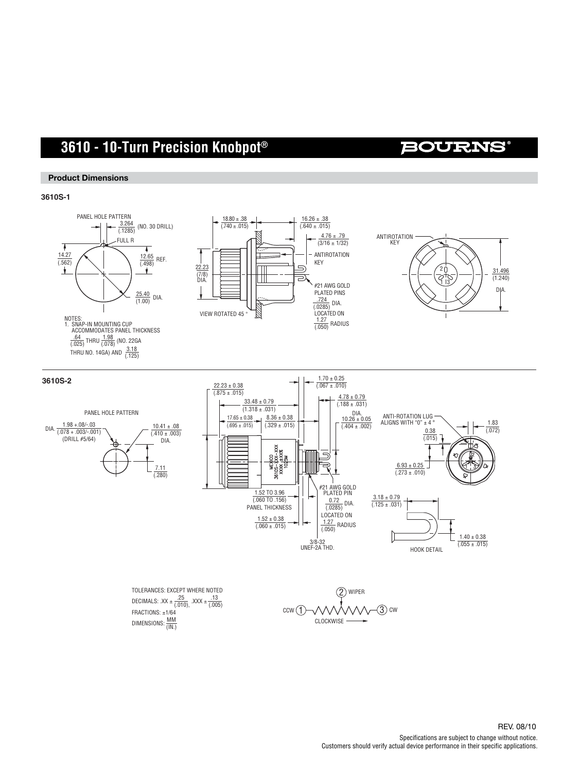# 3610 - 10-Turn Precision Knobpot®

## Product Dimensions

### 3610S-1

PANEL HOLE PATTERN

3.264 (.1285) (NO. 30 DRILL)

FULL R

14.27 (.562)

12.65 (.498) REF.

25.40 (1.00) DIA.

NOTES:
1. SNAP-IN MOUNTING CUP ACCOMMODATES PANEL THICKNESS .64 (.025) THRU 1.98 (.078) (NO. 22GA THRU NO. 14GA) AND 3.18 (.125)

18.80 ± .38 (.740 ± .015)

16.26 ± .38 (.640 ± .015)

4.76 ± .79 (3/16 ± 1/32)

ANTIROTATION KEY

22.23 (7/8) DIA.

#21 AWG GOLD PLATED PINS .724 (.0285) DIA. LOCATED ON 1.27 (.050) RADIUS

VIEW ROTATED 45 °

ANTIROTATION KEY

31.496 (1.240) DIA.

### 3610S-2

PANEL HOLE PATTERN

DIA. 1.98 +.08/-.03 (.078 + .003/-.001) (DRILL #5/64)

10.41 ± .08 (.410 ± .003) DIA.

7.11 (.280)

22.23 ± 0.38 (.875 ± .015)

33.48 ± 0.79 (1.318 ± .031)

17.65 ± 0.38 (.695 ± .015)

8.36 ± 0.38 (.329 ± .015)

1.70 ± 0.25 (.067 ± .010)

4.78 ± 0.79 (.188 ± .031)

DIA. 10.26 ± 0.05 (.404 ± .002)

MEXICO 3610S-XXX-XXX XXXK ±XX% 1025M

1.52 TO 3.96 (.060 TO .156) PANEL THICKNESS

1.52 ± 0.38 (.060 ± .015)

#21 AWG GOLD PLATED PIN 0.72 (.0285) DIA. LOCATED ON 1.27 (.050) RADIUS

3/8-32 UNEF-2A THD.

ANTI-ROTATION LUG ALIGNS WITH "0" ± 4 °

1.83 (.072)

0.38 (.015)

6.93 ± 0.25 (.273 ± .010)

3.18 ± 0.79 (.125 ± .031)

1.40 ± 0.38 (.055 ± .015)

HOOK DETAIL

TOLERANCES: EXCEPT WHERE NOTED
DECIMALS: .XX ± .25 (.010), .XXX ± .13 (.005)
FRACTIONS: ±1/64
DIMENSIONS: MM (IN.)

(2) WIPER
CCW (1) (3) CW
CLOCKWISE →

REV. 08/10

Specifications are subject to change without notice.
Customers should verify actual device performance in their specific applications.